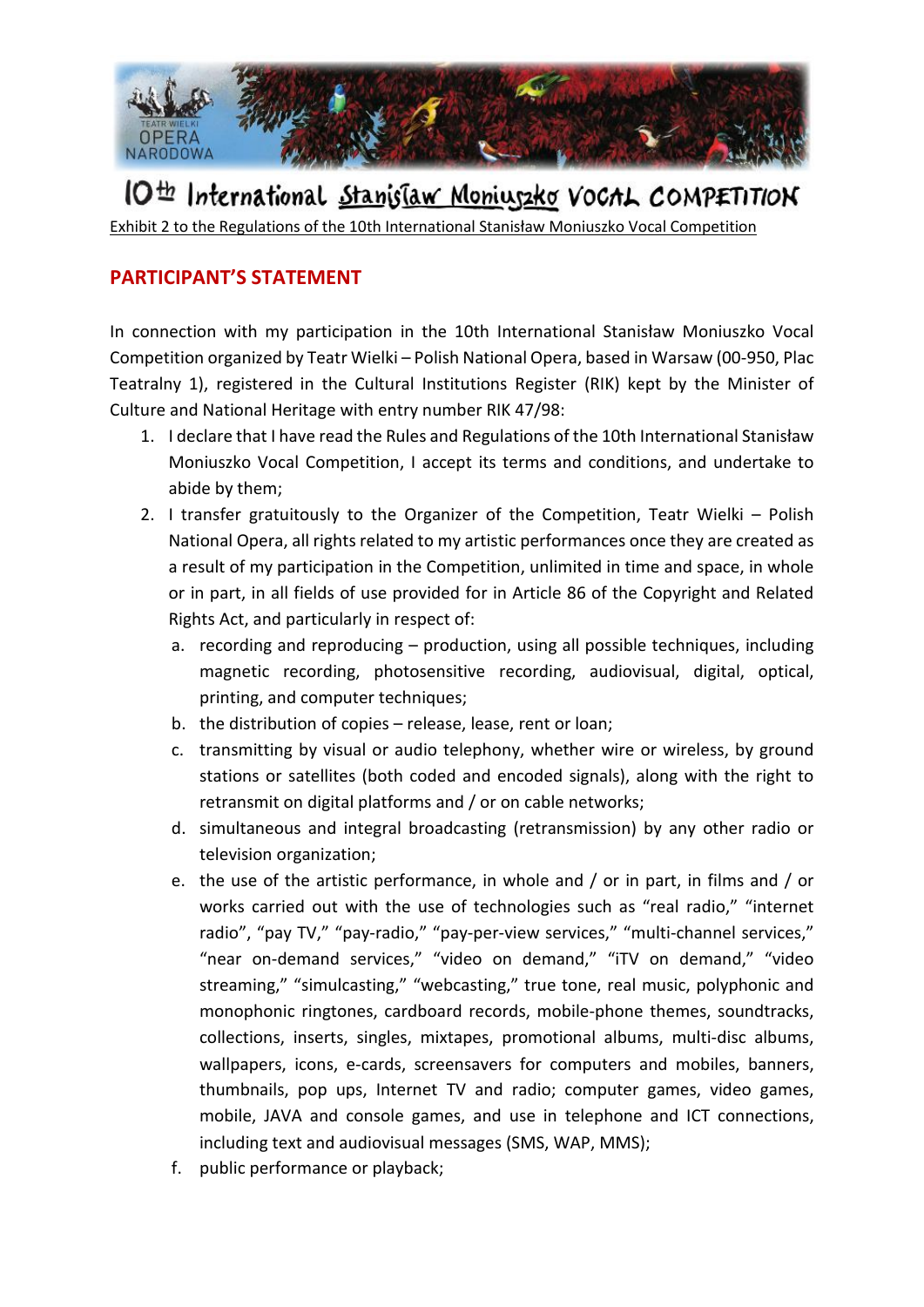# 10th International Stanisław Moniuszko VOCAL COMPETITION

Exhibit 2 to the Regulations of the 10th International Stanisław Moniuszko Vocal Competition

## PARTICIPANT'S STATEMENT

In connection with my participation in the 10th International Stanisław Moniuszko Vocal Competition organized by Teatr Wielki – Polish National Opera, based in Warsaw (00-950, Plac Teatralny 1), registered in the Cultural Institutions Register (RIK) kept by the Minister of Culture and National Heritage with entry number RIK 47/98:

1. I declare that I have read the Rules and Regulations of the 10th International Stanisław Moniuszko Vocal Competition, I accept its terms and conditions, and undertake to abide by them;
2. I transfer gratuitously to the Organizer of the Competition, Teatr Wielki – Polish National Opera, all rights related to my artistic performances once they are created as a result of my participation in the Competition, unlimited in time and space, in whole or in part, in all fields of use provided for in Article 86 of the Copyright and Related Rights Act, and particularly in respect of:
   a. recording and reproducing – production, using all possible techniques, including magnetic recording, photosensitive recording, audiovisual, digital, optical, printing, and computer techniques;
   b. the distribution of copies – release, lease, rent or loan;
   c. transmitting by visual or audio telephony, whether wire or wireless, by ground stations or satellites (both coded and encoded signals), along with the right to retransmit on digital platforms and / or on cable networks;
   d. simultaneous and integral broadcasting (retransmission) by any other radio or television organization;
   e. the use of the artistic performance, in whole and / or in part, in films and / or works carried out with the use of technologies such as "real radio," "internet radio", "pay TV," "pay-radio," "pay-per-view services," "multi-channel services," "near on-demand services," "video on demand," "iTV on demand," "video streaming," "simulcasting," "webcasting," true tone, real music, polyphonic and monophonic ringtones, cardboard records, mobile-phone themes, soundtracks, collections, inserts, singles, mixtapes, promotional albums, multi-disc albums, wallpapers, icons, e-cards, screensavers for computers and mobiles, banners, thumbnails, pop ups, Internet TV and radio; computer games, video games, mobile, JAVA and console games, and use in telephone and ICT connections, including text and audiovisual messages (SMS, WAP, MMS);
   f. public performance or playback;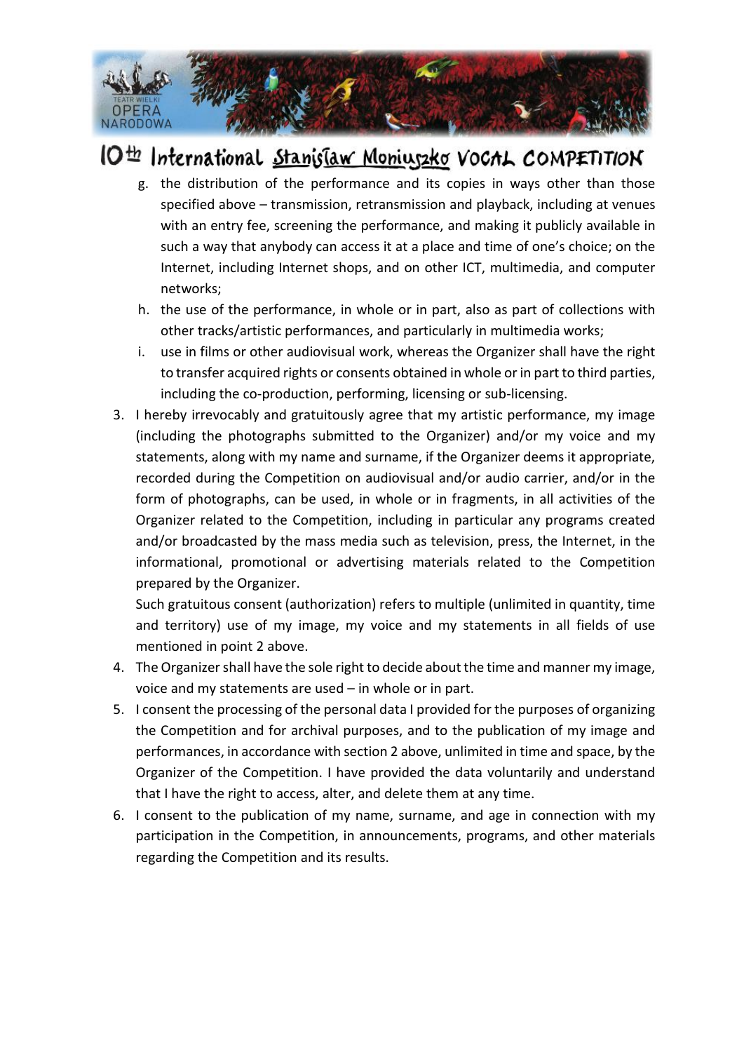g. the distribution of the performance and its copies in ways other than those specified above – transmission, retransmission and playback, including at venues with an entry fee, screening the performance, and making it publicly available in such a way that anybody can access it at a place and time of one's choice; on the Internet, including Internet shops, and on other ICT, multimedia, and computer networks;
   h. the use of the performance, in whole or in part, also as part of collections with other tracks/artistic performances, and particularly in multimedia works;
   i. use in films or other audiovisual work, whereas the Organizer shall have the right to transfer acquired rights or consents obtained in whole or in part to third parties, including the co-production, performing, licensing or sub-licensing.

3. I hereby irrevocably and gratuitously agree that my artistic performance, my image (including the photographs submitted to the Organizer) and/or my voice and my statements, along with my name and surname, if the Organizer deems it appropriate, recorded during the Competition on audiovisual and/or audio carrier, and/or in the form of photographs, can be used, in whole or in fragments, in all activities of the Organizer related to the Competition, including in particular any programs created and/or broadcasted by the mass media such as television, press, the Internet, in the informational, promotional or advertising materials related to the Competition prepared by the Organizer.
   Such gratuitous consent (authorization) refers to multiple (unlimited in quantity, time and territory) use of my image, my voice and my statements in all fields of use mentioned in point 2 above.
4. The Organizer shall have the sole right to decide about the time and manner my image, voice and my statements are used – in whole or in part.
5. I consent the processing of the personal data I provided for the purposes of organizing the Competition and for archival purposes, and to the publication of my image and performances, in accordance with section 2 above, unlimited in time and space, by the Organizer of the Competition. I have provided the data voluntarily and understand that I have the right to access, alter, and delete them at any time.
6. I consent to the publication of my name, surname, and age in connection with my participation in the Competition, in announcements, programs, and other materials regarding the Competition and its results.